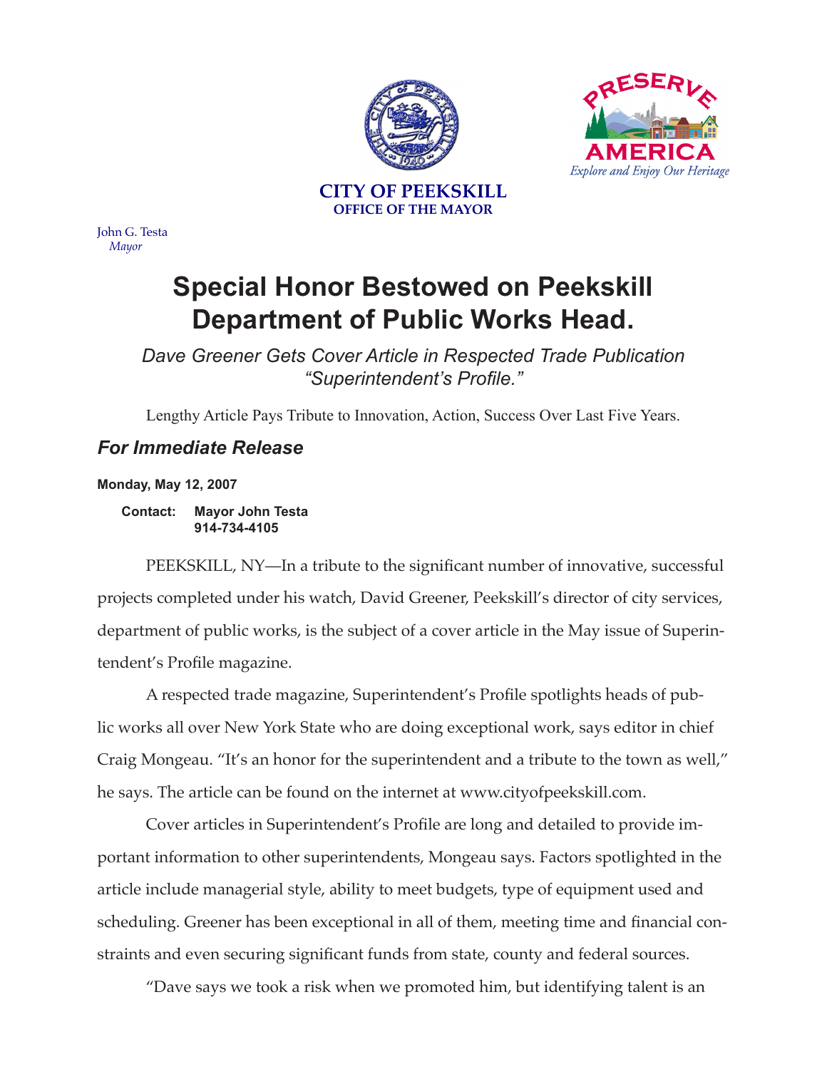**CITY OF PEEKSKILL**
**OFFICE OF THE MAYOR**

PRESERVE AMERICA
*Explore and Enjoy Our Heritage*

John G. Testa
*Mayor*

# Special Honor Bestowed on Peekskill Department of Public Works Head.

*Dave Greener Gets Cover Article in Respected Trade Publication "Superintendent's Profile."*

Lengthy Article Pays Tribute to Innovation, Action, Success Over Last Five Years.

## *For Immediate Release*

**Monday, May 12, 2007**

**Contact: Mayor John Testa**
**914-734-4105**

PEEKSKILL, NY—In a tribute to the significant number of innovative, successful projects completed under his watch, David Greener, Peekskill's director of city services, department of public works, is the subject of a cover article in the May issue of Superintendent's Profile magazine.

A respected trade magazine, Superintendent's Profile spotlights heads of public works all over New York State who are doing exceptional work, says editor in chief Craig Mongeau. "It's an honor for the superintendent and a tribute to the town as well," he says. The article can be found on the internet at www.cityofpeekskill.com.

Cover articles in Superintendent's Profile are long and detailed to provide important information to other superintendents, Mongeau says. Factors spotlighted in the article include managerial style, ability to meet budgets, type of equipment used and scheduling. Greener has been exceptional in all of them, meeting time and financial constraints and even securing significant funds from state, county and federal sources.

"Dave says we took a risk when we promoted him, but identifying talent is an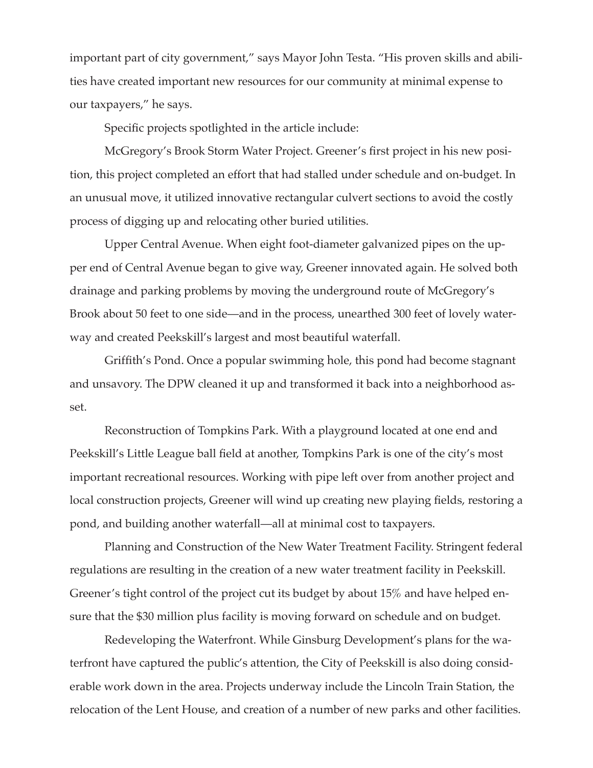important part of city government," says Mayor John Testa. "His proven skills and abilities have created important new resources for our community at minimal expense to our taxpayers," he says.

Specific projects spotlighted in the article include:

McGregory's Brook Storm Water Project. Greener's first project in his new position, this project completed an effort that had stalled under schedule and on-budget. In an unusual move, it utilized innovative rectangular culvert sections to avoid the costly process of digging up and relocating other buried utilities.

Upper Central Avenue. When eight foot-diameter galvanized pipes on the upper end of Central Avenue began to give way, Greener innovated again. He solved both drainage and parking problems by moving the underground route of McGregory's Brook about 50 feet to one side—and in the process, unearthed 300 feet of lovely waterway and created Peekskill's largest and most beautiful waterfall.

Griffith's Pond. Once a popular swimming hole, this pond had become stagnant and unsavory. The DPW cleaned it up and transformed it back into a neighborhood asset.

Reconstruction of Tompkins Park. With a playground located at one end and Peekskill's Little League ball field at another, Tompkins Park is one of the city's most important recreational resources. Working with pipe left over from another project and local construction projects, Greener will wind up creating new playing fields, restoring a pond, and building another waterfall—all at minimal cost to taxpayers.

Planning and Construction of the New Water Treatment Facility. Stringent federal regulations are resulting in the creation of a new water treatment facility in Peekskill. Greener's tight control of the project cut its budget by about 15% and have helped ensure that the $30 million plus facility is moving forward on schedule and on budget.

Redeveloping the Waterfront. While Ginsburg Development's plans for the waterfront have captured the public's attention, the City of Peekskill is also doing considerable work down in the area. Projects underway include the Lincoln Train Station, the relocation of the Lent House, and creation of a number of new parks and other facilities.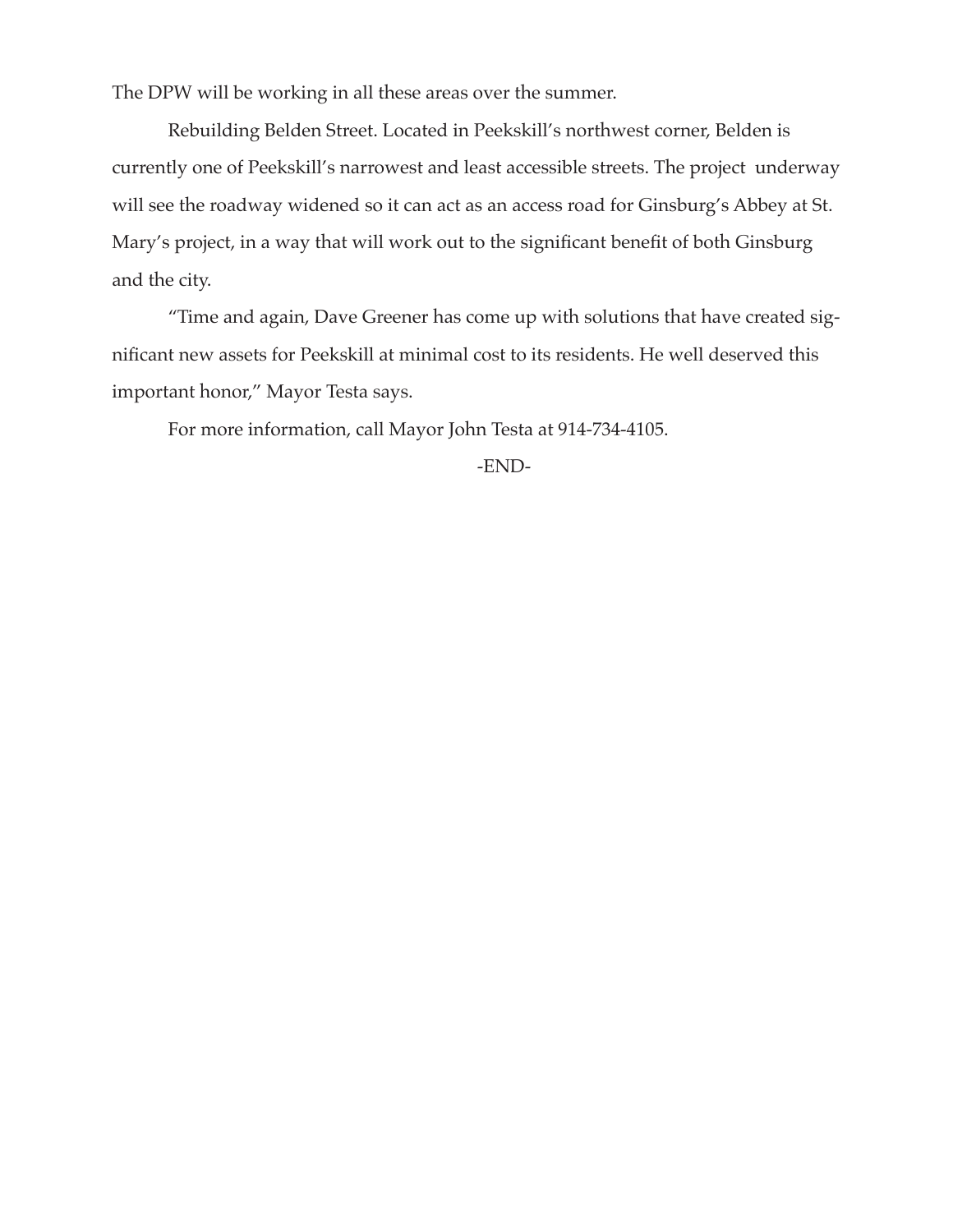The DPW will be working in all these areas over the summer.

Rebuilding Belden Street. Located in Peekskill's northwest corner, Belden is currently one of Peekskill's narrowest and least accessible streets. The project underway will see the roadway widened so it can act as an access road for Ginsburg's Abbey at St. Mary's project, in a way that will work out to the significant benefit of both Ginsburg and the city.

"Time and again, Dave Greener has come up with solutions that have created significant new assets for Peekskill at minimal cost to its residents. He well deserved this important honor," Mayor Testa says.

For more information, call Mayor John Testa at 914-734-4105.

-END-